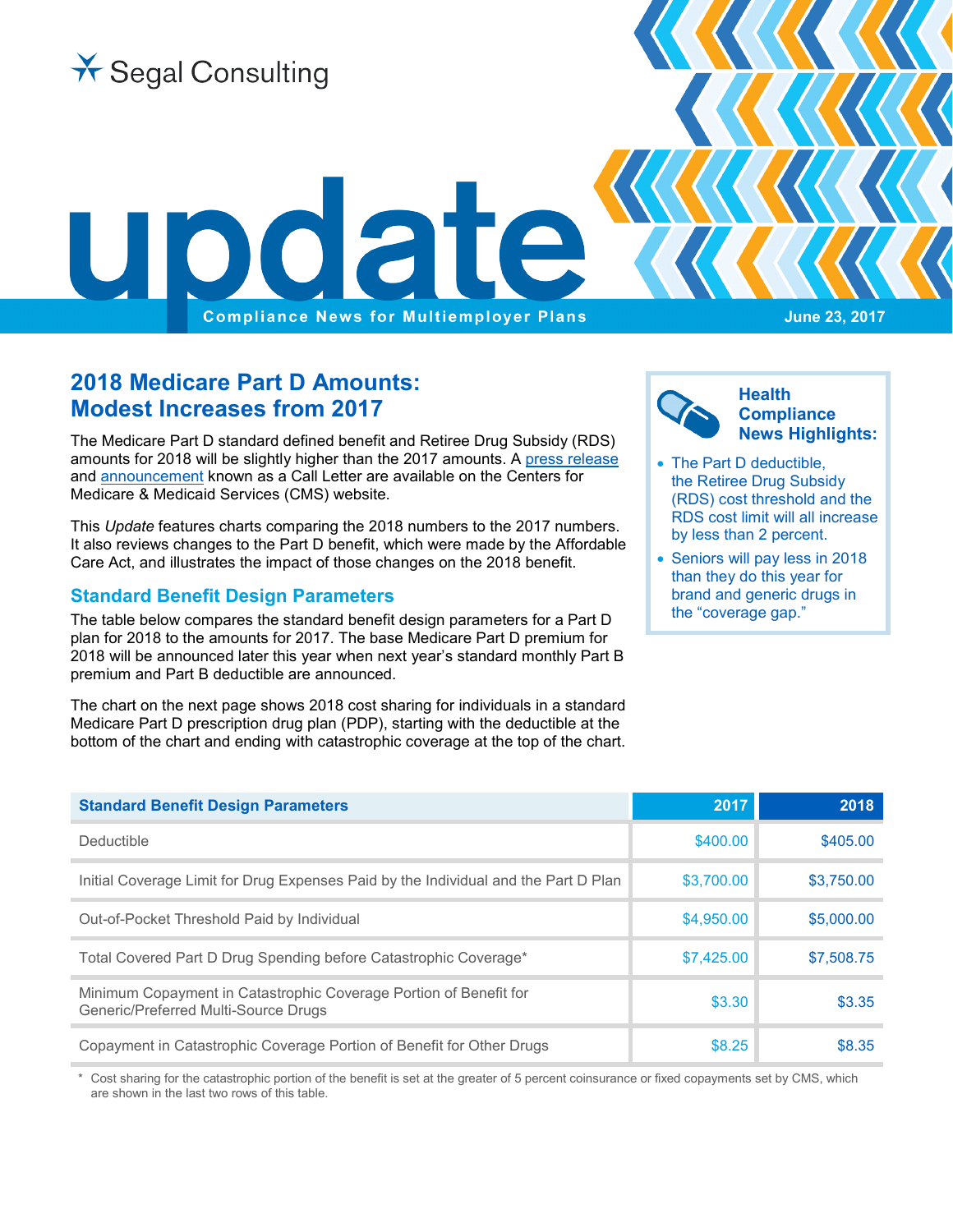Segal Consulting

# update

Compliance News for Multiemployer Plans

June 23, 2017

## 2018 Medicare Part D Amounts: Modest Increases from 2017

The Medicare Part D standard defined benefit and Retiree Drug Subsidy (RDS) amounts for 2018 will be slightly higher than the 2017 amounts. A press release and announcement known as a Call Letter are available on the Centers for Medicare & Medicaid Services (CMS) website.

This *Update* features charts comparing the 2018 numbers to the 2017 numbers. It also reviews changes to the Part D benefit, which were made by the Affordable Care Act, and illustrates the impact of those changes on the 2018 benefit.

### Health Compliance News Highlights:

- The Part D deductible, the Retiree Drug Subsidy (RDS) cost threshold and the RDS cost limit will all increase by less than 2 percent.
- Seniors will pay less in 2018 than they do this year for brand and generic drugs in the "coverage gap."

### Standard Benefit Design Parameters

The table below compares the standard benefit design parameters for a Part D plan for 2018 to the amounts for 2017. The base Medicare Part D premium for 2018 will be announced later this year when next year's standard monthly Part B premium and Part B deductible are announced.

The chart on the next page shows 2018 cost sharing for individuals in a standard Medicare Part D prescription drug plan (PDP), starting with the deductible at the bottom of the chart and ending with catastrophic coverage at the top of the chart.

| Standard Benefit Design Parameters | 2017 | 2018 |
|---|---|---|
| Deductible | $400.00 | $405.00 |
| Initial Coverage Limit for Drug Expenses Paid by the Individual and the Part D Plan | $3,700.00 | $3,750.00 |
| Out-of-Pocket Threshold Paid by Individual | $4,950.00 | $5,000.00 |
| Total Covered Part D Drug Spending before Catastrophic Coverage* | $7,425.00 | $7,508.75 |
| Minimum Copayment in Catastrophic Coverage Portion of Benefit for Generic/Preferred Multi-Source Drugs | $3.30 | $3.35 |
| Copayment in Catastrophic Coverage Portion of Benefit for Other Drugs | $8.25 | $8.35 |

* Cost sharing for the catastrophic portion of the benefit is set at the greater of 5 percent coinsurance or fixed copayments set by CMS, which are shown in the last two rows of this table.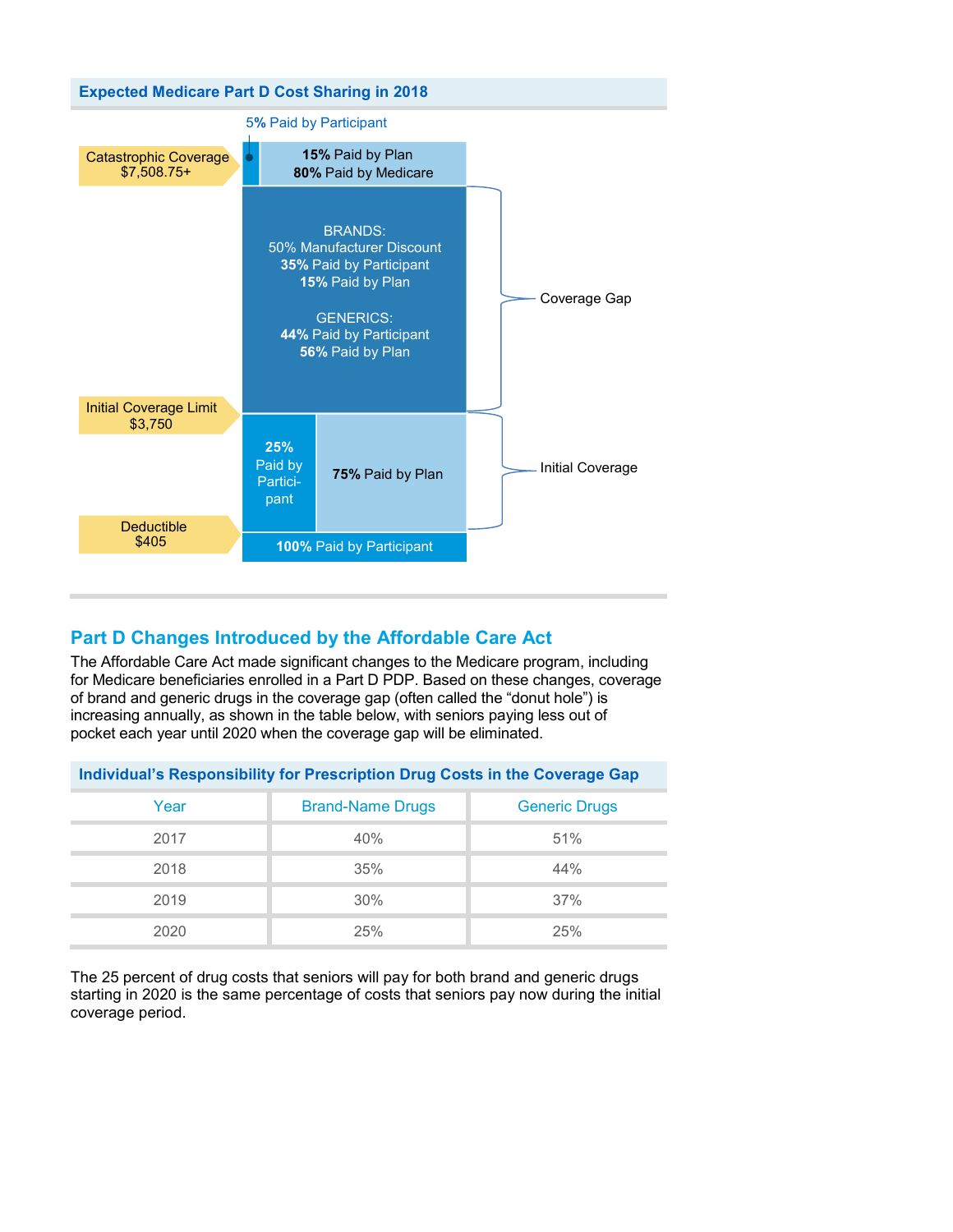## Expected Medicare Part D Cost Sharing in 2018

5% Paid by Participant

**Catastrophic Coverage $7,508.75+**

- **15%** Paid by Plan
- **80%** Paid by Medicare

**Coverage Gap**

BRANDS:
- 50% Manufacturer Discount
- **35%** Paid by Participant
- **15%** Paid by Plan

GENERICS:
- **44%** Paid by Participant
- **56%** Paid by Plan

**Initial Coverage Limit $3,750**

**Initial Coverage**

- **25%** Paid by Participant
- **75%** Paid by Plan

**Deductible $405**

- **100%** Paid by Participant

## Part D Changes Introduced by the Affordable Care Act

The Affordable Care Act made significant changes to the Medicare program, including for Medicare beneficiaries enrolled in a Part D PDP. Based on these changes, coverage of brand and generic drugs in the coverage gap (often called the "donut hole") is increasing annually, as shown in the table below, with seniors paying less out of pocket each year until 2020 when the coverage gap will be eliminated.

**Individual's Responsibility for Prescription Drug Costs in the Coverage Gap**

| Year | Brand-Name Drugs | Generic Drugs |
|---|---|---|
| 2017 | 40% | 51% |
| 2018 | 35% | 44% |
| 2019 | 30% | 37% |
| 2020 | 25% | 25% |

The 25 percent of drug costs that seniors will pay for both brand and generic drugs starting in 2020 is the same percentage of costs that seniors pay now during the initial coverage period.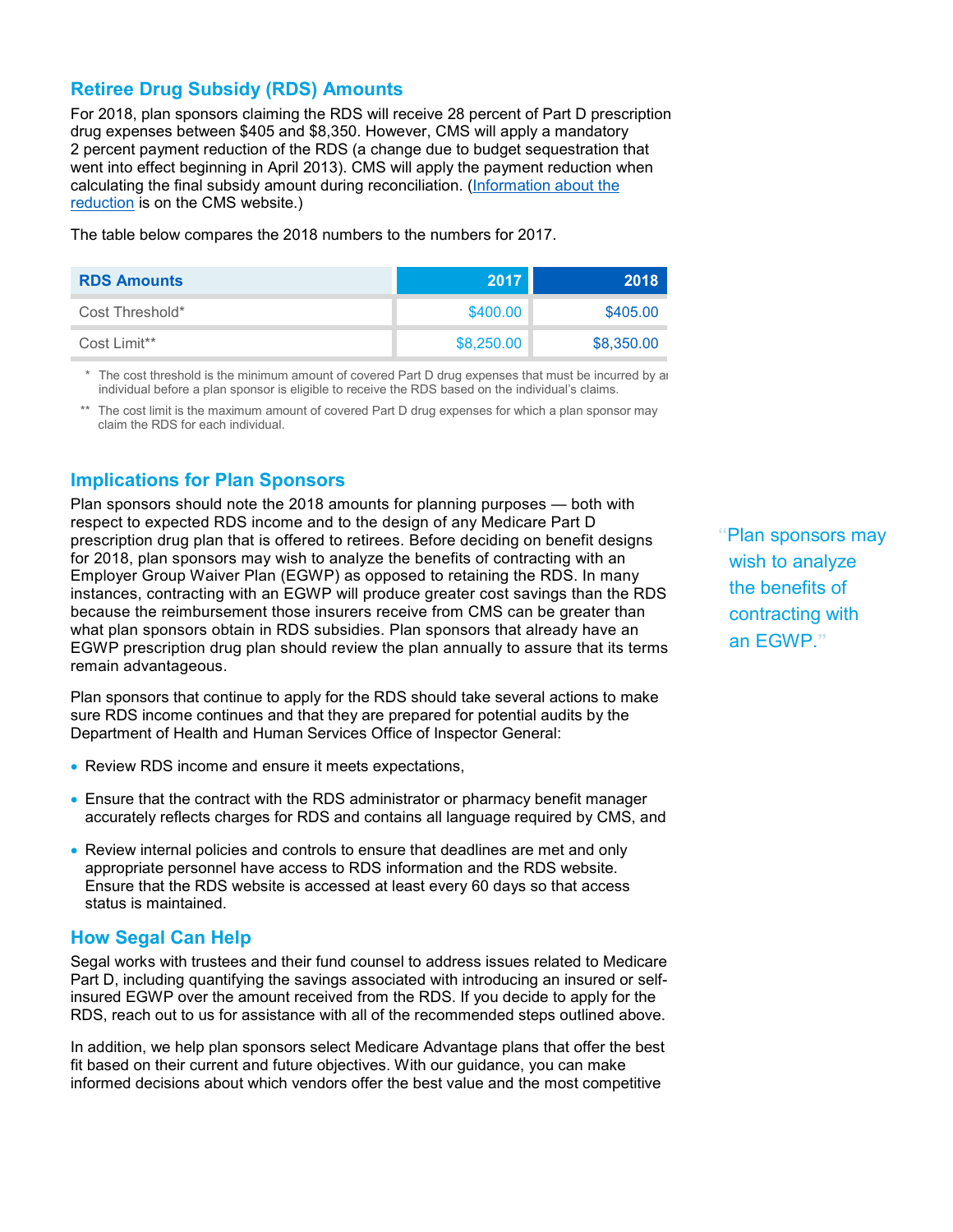## Retiree Drug Subsidy (RDS) Amounts

For 2018, plan sponsors claiming the RDS will receive 28 percent of Part D prescription drug expenses between $405 and $8,350. However, CMS will apply a mandatory 2 percent payment reduction of the RDS (a change due to budget sequestration that went into effect beginning in April 2013). CMS will apply the payment reduction when calculating the final subsidy amount during reconciliation. (Information about the reduction is on the CMS website.)

The table below compares the 2018 numbers to the numbers for 2017.

| RDS Amounts | 2017 | 2018 |
|---|---|---|
| Cost Threshold* | $400.00 | $405.00 |
| Cost Limit** | $8,250.00 | $8,350.00 |

\* The cost threshold is the minimum amount of covered Part D drug expenses that must be incurred by an individual before a plan sponsor is eligible to receive the RDS based on the individual's claims.

\*\* The cost limit is the maximum amount of covered Part D drug expenses for which a plan sponsor may claim the RDS for each individual.

## Implications for Plan Sponsors

Plan sponsors should note the 2018 amounts for planning purposes — both with respect to expected RDS income and to the design of any Medicare Part D prescription drug plan that is offered to retirees. Before deciding on benefit designs for 2018, plan sponsors may wish to analyze the benefits of contracting with an Employer Group Waiver Plan (EGWP) as opposed to retaining the RDS. In many instances, contracting with an EGWP will produce greater cost savings than the RDS because the reimbursement those insurers receive from CMS can be greater than what plan sponsors obtain in RDS subsidies. Plan sponsors that already have an EGWP prescription drug plan should review the plan annually to assure that its terms remain advantageous.

> "Plan sponsors may wish to analyze the benefits of contracting with an EGWP."

Plan sponsors that continue to apply for the RDS should take several actions to make sure RDS income continues and that they are prepared for potential audits by the Department of Health and Human Services Office of Inspector General:

- Review RDS income and ensure it meets expectations,
- Ensure that the contract with the RDS administrator or pharmacy benefit manager accurately reflects charges for RDS and contains all language required by CMS, and
- Review internal policies and controls to ensure that deadlines are met and only appropriate personnel have access to RDS information and the RDS website. Ensure that the RDS website is accessed at least every 60 days so that access status is maintained.

## How Segal Can Help

Segal works with trustees and their fund counsel to address issues related to Medicare Part D, including quantifying the savings associated with introducing an insured or self-insured EGWP over the amount received from the RDS. If you decide to apply for the RDS, reach out to us for assistance with all of the recommended steps outlined above.

In addition, we help plan sponsors select Medicare Advantage plans that offer the best fit based on their current and future objectives. With our guidance, you can make informed decisions about which vendors offer the best value and the most competitive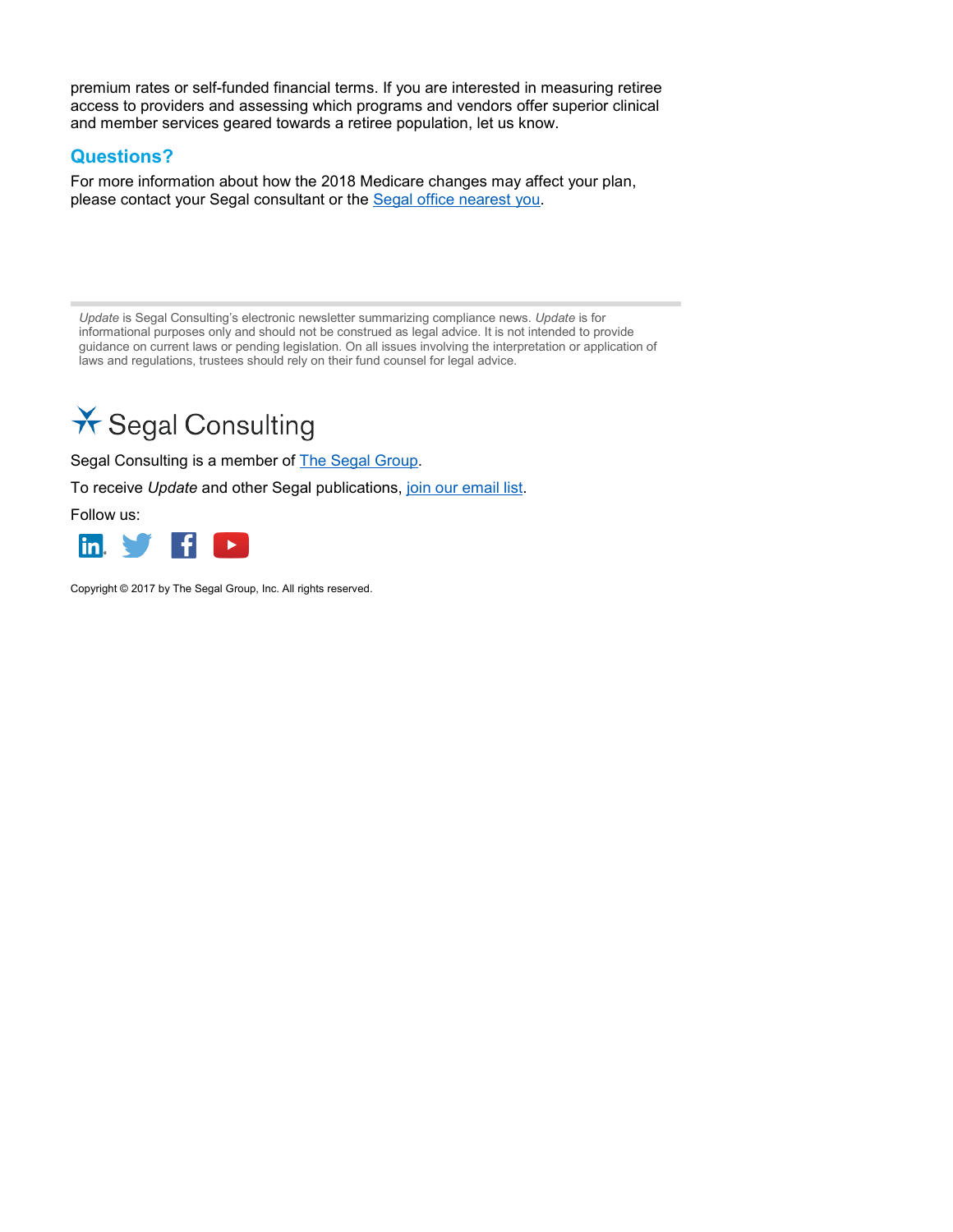premium rates or self-funded financial terms. If you are interested in measuring retiree access to providers and assessing which programs and vendors offer superior clinical and member services geared towards a retiree population, let us know.

## Questions?

For more information about how the 2018 Medicare changes may affect your plan, please contact your Segal consultant or the Segal office nearest you.

---

*Update* is Segal Consulting's electronic newsletter summarizing compliance news. *Update* is for informational purposes only and should not be construed as legal advice. It is not intended to provide guidance on current laws or pending legislation. On all issues involving the interpretation or application of laws and regulations, trustees should rely on their fund counsel for legal advice.

Segal Consulting

Segal Consulting is a member of The Segal Group.

To receive *Update* and other Segal publications, join our email list.

Follow us:

Copyright © 2017 by The Segal Group, Inc. All rights reserved.